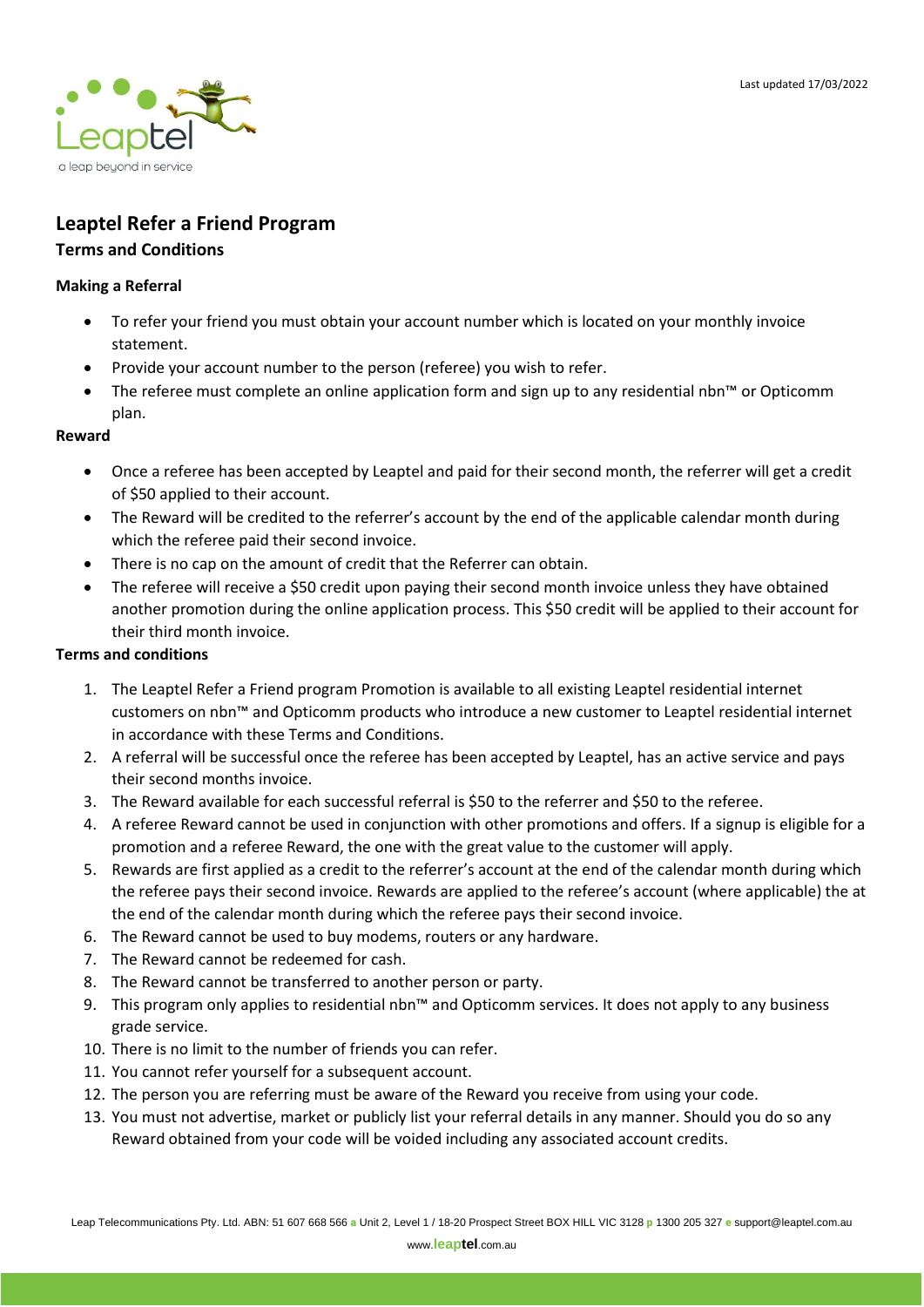Last updated 17/03/2022

# Leaptel Refer a Friend Program

## Terms and Conditions

### Making a Referral

- To refer your friend you must obtain your account number which is located on your monthly invoice statement.
- Provide your account number to the person (referee) you wish to refer.
- The referee must complete an online application form and sign up to any residential nbn™ or Opticomm plan.

### Reward

- Once a referee has been accepted by Leaptel and paid for their second month, the referrer will get a credit of $50 applied to their account.
- The Reward will be credited to the referrer's account by the end of the applicable calendar month during which the referee paid their second invoice.
- There is no cap on the amount of credit that the Referrer can obtain.
- The referee will receive a $50 credit upon paying their second month invoice unless they have obtained another promotion during the online application process. This $50 credit will be applied to their account for their third month invoice.

### Terms and conditions

1. The Leaptel Refer a Friend program Promotion is available to all existing Leaptel residential internet customers on nbn™ and Opticomm products who introduce a new customer to Leaptel residential internet in accordance with these Terms and Conditions.
2. A referral will be successful once the referee has been accepted by Leaptel, has an active service and pays their second months invoice.
3. The Reward available for each successful referral is $50 to the referrer and $50 to the referee.
4. A referee Reward cannot be used in conjunction with other promotions and offers. If a signup is eligible for a promotion and a referee Reward, the one with the great value to the customer will apply.
5. Rewards are first applied as a credit to the referrer's account at the end of the calendar month during which the referee pays their second invoice. Rewards are applied to the referee's account (where applicable) the at the end of the calendar month during which the referee pays their second invoice.
6. The Reward cannot be used to buy modems, routers or any hardware.
7. The Reward cannot be redeemed for cash.
8. The Reward cannot be transferred to another person or party.
9. This program only applies to residential nbn™ and Opticomm services. It does not apply to any business grade service.
10. There is no limit to the number of friends you can refer.
11. You cannot refer yourself for a subsequent account.
12. The person you are referring must be aware of the Reward you receive from using your code.
13. You must not advertise, market or publicly list your referral details in any manner. Should you do so any Reward obtained from your code will be voided including any associated account credits.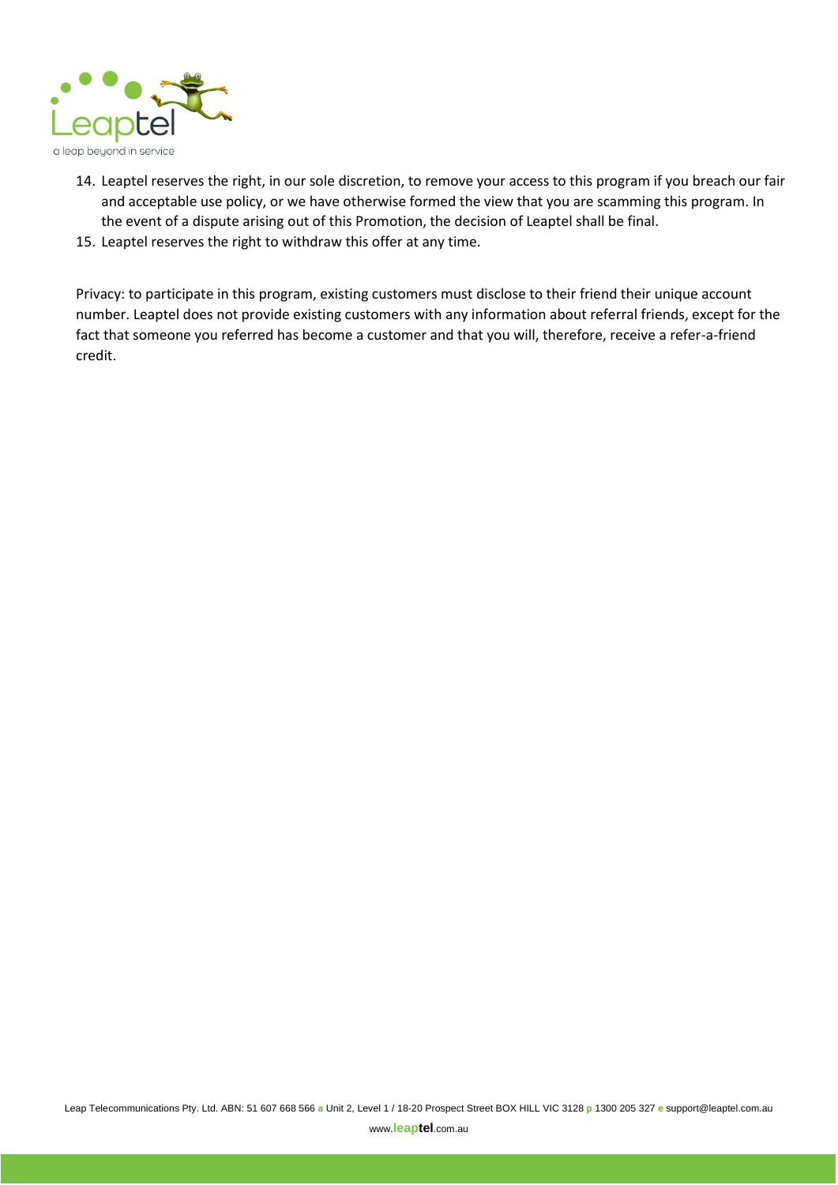14. Leaptel reserves the right, in our sole discretion, to remove your access to this program if you breach our fair and acceptable use policy, or we have otherwise formed the view that you are scamming this program. In the event of a dispute arising out of this Promotion, the decision of Leaptel shall be final.
15. Leaptel reserves the right to withdraw this offer at any time.

Privacy: to participate in this program, existing customers must disclose to their friend their unique account number. Leaptel does not provide existing customers with any information about referral friends, except for the fact that someone you referred has become a customer and that you will, therefore, receive a refer-a-friend credit.